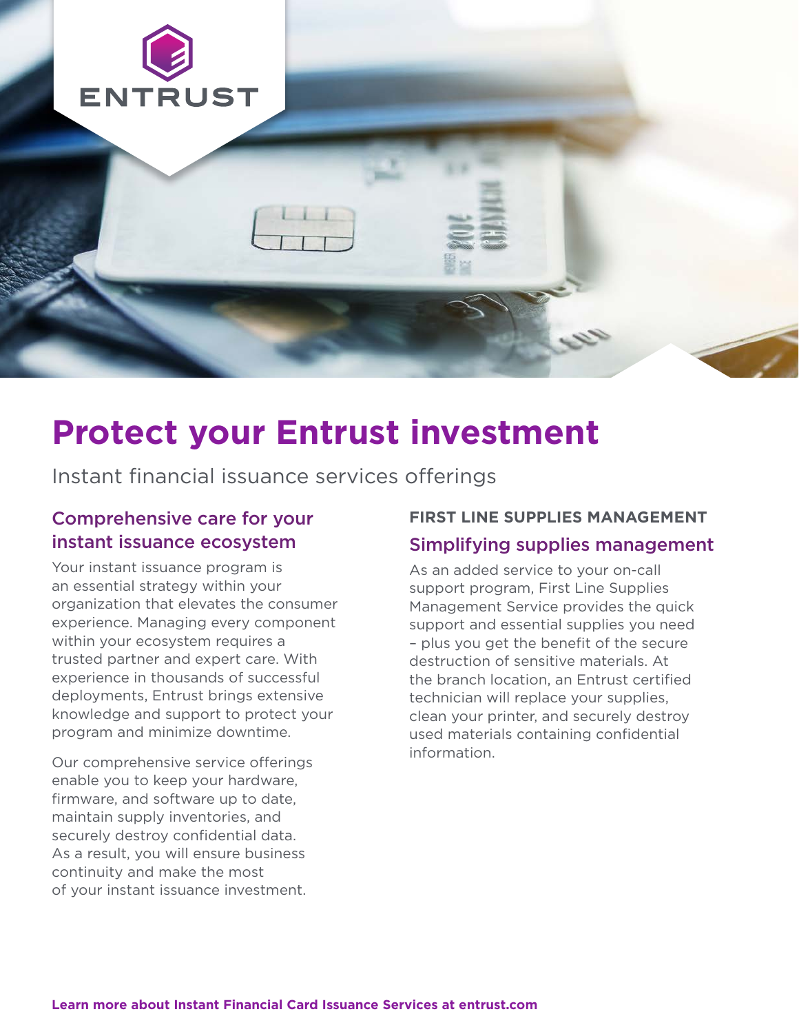# Protect your Entrust investment

Instant financial issuance services offerings

## Comprehensive care for your instant issuance ecosystem

Your instant issuance program is an essential strategy within your organization that elevates the consumer experience. Managing every component within your ecosystem requires a trusted partner and expert care. With experience in thousands of successful deployments, Entrust brings extensive knowledge and support to protect your program and minimize downtime.

Our comprehensive service offerings enable you to keep your hardware, firmware, and software up to date, maintain supply inventories, and securely destroy confidential data. As a result, you will ensure business continuity and make the most of your instant issuance investment.

### FIRST LINE SUPPLIES MANAGEMENT

## Simplifying supplies management

As an added service to your on-call support program, First Line Supplies Management Service provides the quick support and essential supplies you need – plus you get the benefit of the secure destruction of sensitive materials. At the branch location, an Entrust certified technician will replace your supplies, clean your printer, and securely destroy used materials containing confidential information.

**Learn more about Instant Financial Card Issuance Services at entrust.com**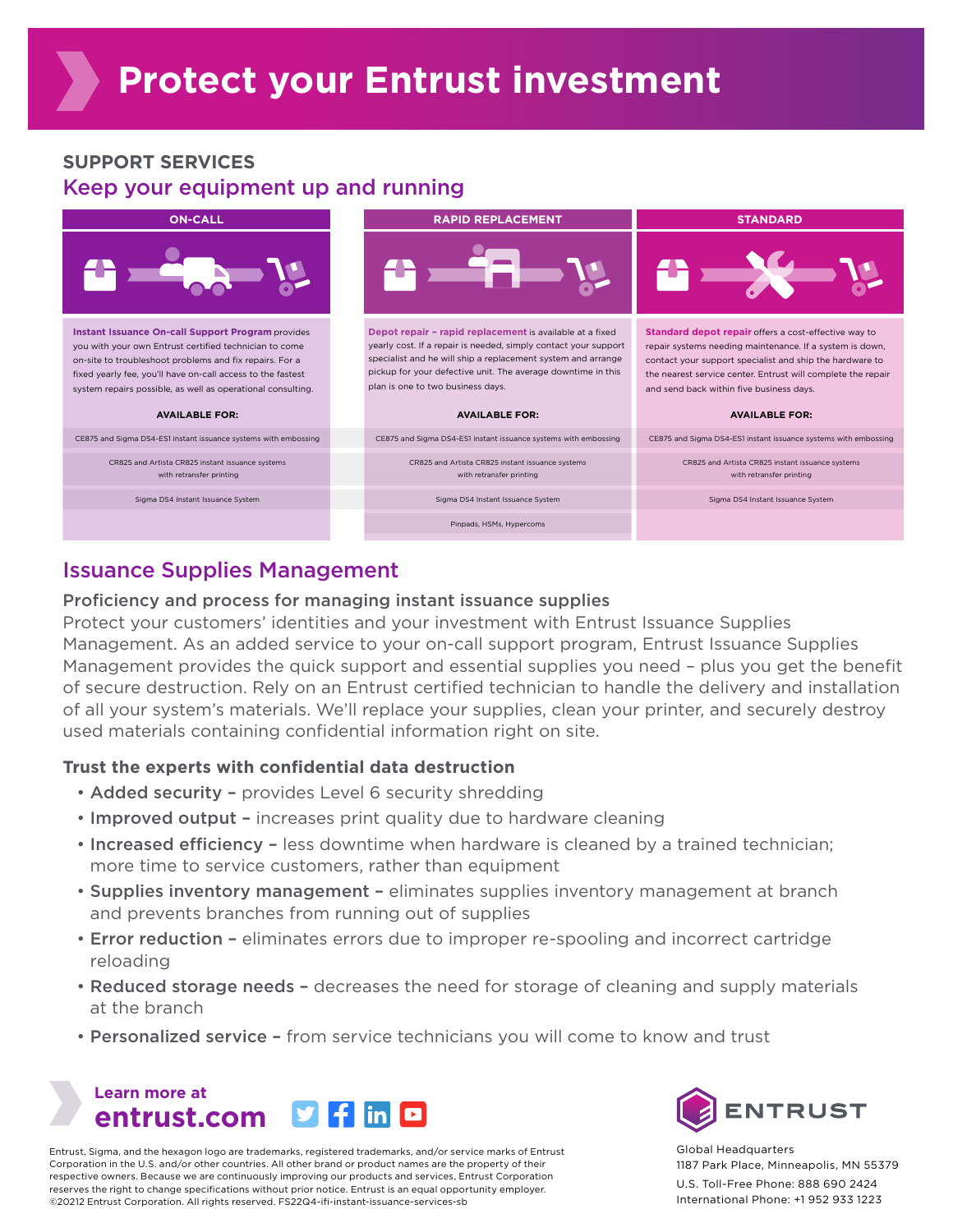# Protect your Entrust investment

## SUPPORT SERVICES

### Keep your equipment up and running

| ON-CALL | RAPID REPLACEMENT | STANDARD |
|---|---|---|
| **Instant Issuance On-call Support Program** provides you with your own Entrust certified technician to come on-site to troubleshoot problems and fix repairs. For a fixed yearly fee, you'll have on-call access to the fastest system repairs possible, as well as operational consulting. | **Depot repair – rapid replacement** is available at a fixed yearly cost. If a repair is needed, simply contact your support specialist and he will ship a replacement system and arrange pickup for your defective unit. The average downtime in this plan is one to two business days. | **Standard depot repair** offers a cost-effective way to repair systems needing maintenance. If a system is down, contact your support specialist and ship the hardware to the nearest service center. Entrust will complete the repair and send back within five business days. |
| **AVAILABLE FOR:** | **AVAILABLE FOR:** | **AVAILABLE FOR:** |
| CE875 and Sigma DS4-ES1 instant issuance systems with embossing | CE875 and Sigma DS4-ES1 instant issuance systems with embossing | CE875 and Sigma DS4-ES1 instant issuance systems with embossing |
| CR825 and Artista CR825 instant issuance systems with retransfer printing | CR825 and Artista CR825 instant issuance systems with retransfer printing | CR825 and Artista CR825 instant issuance systems with retransfer printing |
| Sigma DS4 Instant Issuance System | Sigma DS4 Instant Issuance System | Sigma DS4 Instant Issuance System |
| | Pinpads, HSMs, Hypercoms | |

## Issuance Supplies Management

### Proficiency and process for managing instant issuance supplies

Protect your customers' identities and your investment with Entrust Issuance Supplies Management. As an added service to your on-call support program, Entrust Issuance Supplies Management provides the quick support and essential supplies you need – plus you get the benefit of secure destruction. Rely on an Entrust certified technician to handle the delivery and installation of all your system's materials. We'll replace your supplies, clean your printer, and securely destroy used materials containing confidential information right on site.

### Trust the experts with confidential data destruction

- **Added security –** provides Level 6 security shredding
- **Improved output –** increases print quality due to hardware cleaning
- **Increased efficiency –** less downtime when hardware is cleaned by a trained technician; more time to service customers, rather than equipment
- **Supplies inventory management –** eliminates supplies inventory management at branch and prevents branches from running out of supplies
- **Error reduction –** eliminates errors due to improper re-spooling and incorrect cartridge reloading
- **Reduced storage needs –** decreases the need for storage of cleaning and supply materials at the branch
- **Personalized service –** from service technicians you will come to know and trust

Learn more at
**entrust.com**

Entrust, Sigma, and the hexagon logo are trademarks, registered trademarks, and/or service marks of Entrust Corporation in the U.S. and/or other countries. All other brand or product names are the property of their respective owners. Because we are continuously improving our products and services, Entrust Corporation reserves the right to change specifications without prior notice. Entrust is an equal opportunity employer. ©20212 Entrust Corporation. All rights reserved. FS22Q4-ifi-instant-issuance-services-sb

ENTRUST

Global Headquarters
1187 Park Place, Minneapolis, MN 55379
U.S. Toll-Free Phone: 888 690 2424
International Phone: +1 952 933 1223